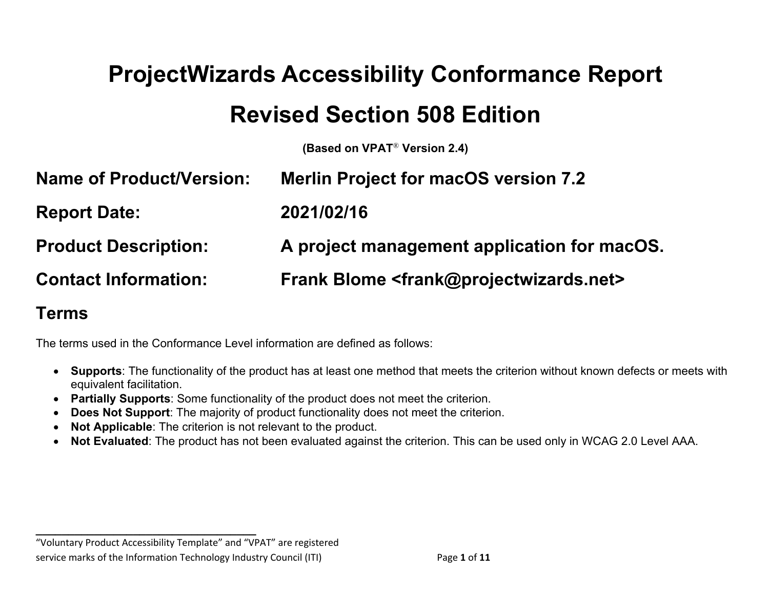# ProjectWizards Accessibility Conformance Report

# Revised Section 508 Edition

**(Based on VPAT® Version 2.4)**

## Name of Product/Version: Merlin Project for macOS version 7.2

## Report Date: 2021/02/16

## Product Description: A project management application for macOS.

## Contact Information: Frank Blome <frank@projectwizards.net>

## Terms

The terms used in the Conformance Level information are defined as follows:

- **Supports**: The functionality of the product has at least one method that meets the criterion without known defects or meets with equivalent facilitation.
- **Partially Supports**: Some functionality of the product does not meet the criterion.
- **Does Not Support**: The majority of product functionality does not meet the criterion.
- **Not Applicable**: The criterion is not relevant to the product.
- **Not Evaluated**: The product has not been evaluated against the criterion. This can be used only in WCAG 2.0 Level AAA.

---

"Voluntary Product Accessibility Template" and "VPAT" are registered service marks of the Information Technology Industry Council (ITI)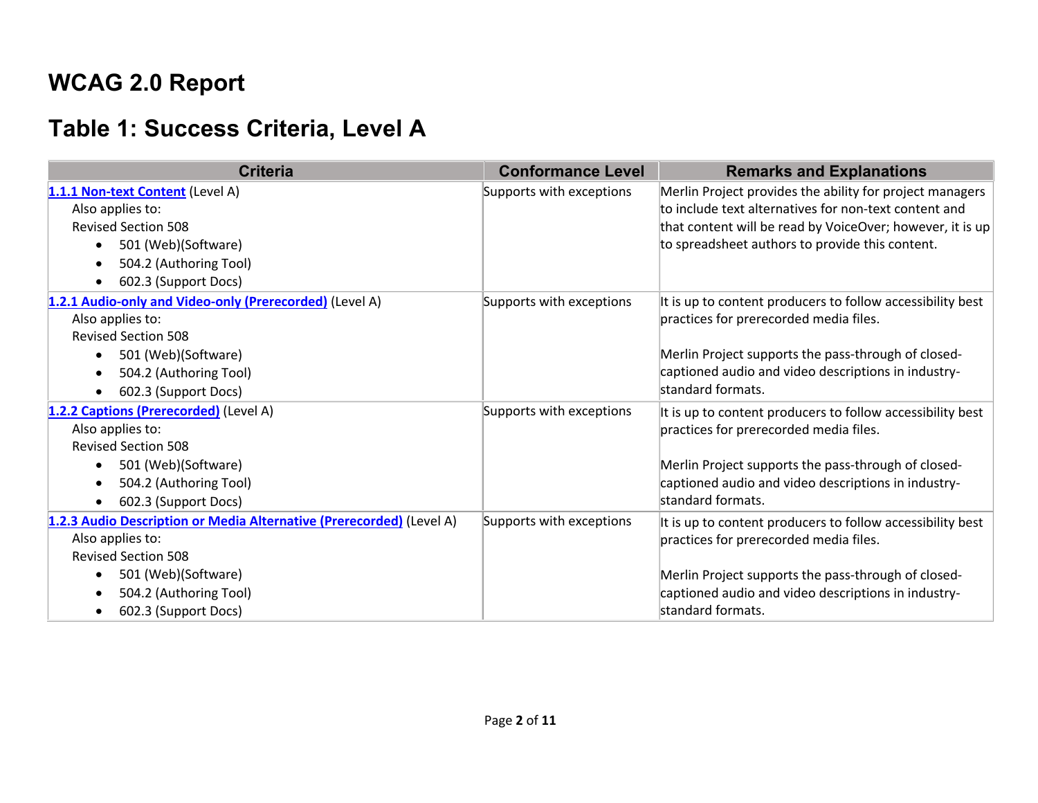# WCAG 2.0 Report

## Table 1: Success Criteria, Level A

| Criteria | Conformance Level | Remarks and Explanations |
|---|---|---|
| **1.1.1 Non-text Content** (Level A)<br>Also applies to:<br>Revised Section 508<br>• 501 (Web)(Software)<br>• 504.2 (Authoring Tool)<br>• 602.3 (Support Docs) | Supports with exceptions | Merlin Project provides the ability for project managers to include text alternatives for non-text content and that content will be read by VoiceOver; however, it is up to spreadsheet authors to provide this content. |
| **1.2.1 Audio-only and Video-only (Prerecorded)** (Level A)<br>Also applies to:<br>Revised Section 508<br>• 501 (Web)(Software)<br>• 504.2 (Authoring Tool)<br>• 602.3 (Support Docs) | Supports with exceptions | It is up to content producers to follow accessibility best practices for prerecorded media files.<br><br>Merlin Project supports the pass-through of closed-captioned audio and video descriptions in industry-standard formats. |
| **1.2.2 Captions (Prerecorded)** (Level A)<br>Also applies to:<br>Revised Section 508<br>• 501 (Web)(Software)<br>• 504.2 (Authoring Tool)<br>• 602.3 (Support Docs) | Supports with exceptions | It is up to content producers to follow accessibility best practices for prerecorded media files.<br><br>Merlin Project supports the pass-through of closed-captioned audio and video descriptions in industry-standard formats. |
| **1.2.3 Audio Description or Media Alternative (Prerecorded)** (Level A)<br>Also applies to:<br>Revised Section 508<br>• 501 (Web)(Software)<br>• 504.2 (Authoring Tool)<br>• 602.3 (Support Docs) | Supports with exceptions | It is up to content producers to follow accessibility best practices for prerecorded media files.<br><br>Merlin Project supports the pass-through of closed-captioned audio and video descriptions in industry-standard formats. |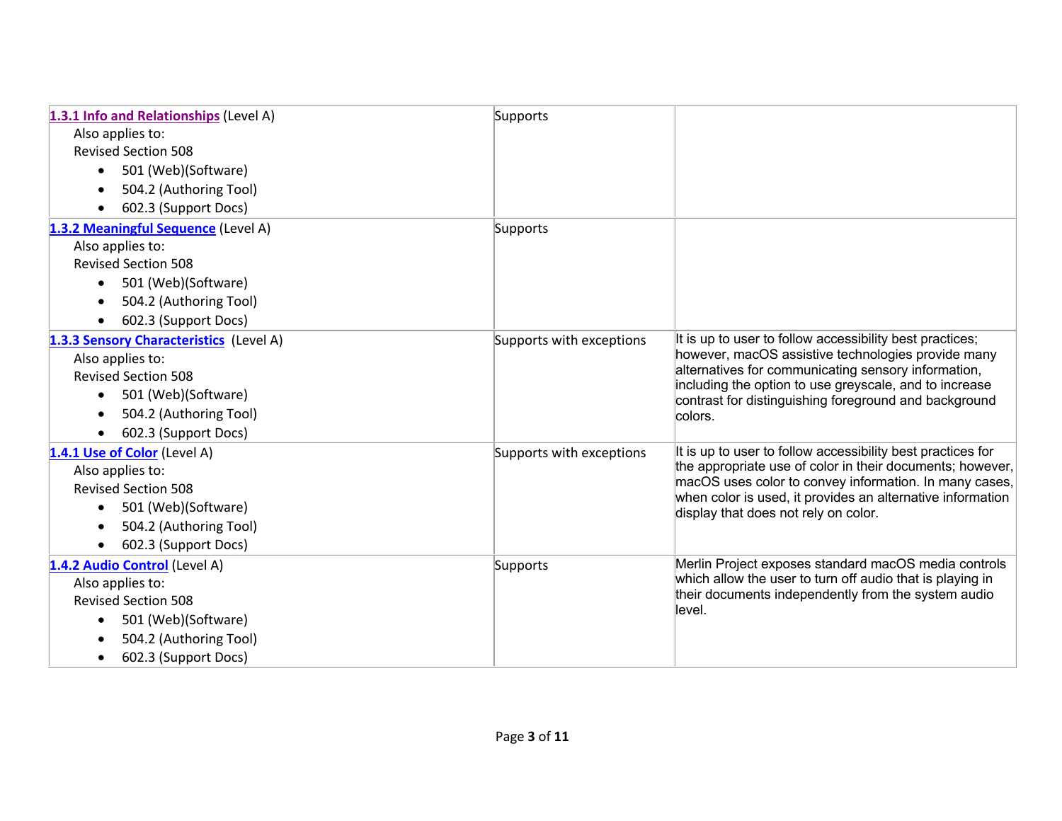| | | |
|---|---|---|
| **1.3.1 Info and Relationships** (Level A)<br>Also applies to:<br>Revised Section 508<br>• 501 (Web)(Software)<br>• 504.2 (Authoring Tool)<br>• 602.3 (Support Docs) | Supports | |
| **1.3.2 Meaningful Sequence** (Level A)<br>Also applies to:<br>Revised Section 508<br>• 501 (Web)(Software)<br>• 504.2 (Authoring Tool)<br>• 602.3 (Support Docs) | Supports | |
| **1.3.3 Sensory Characteristics** (Level A)<br>Also applies to:<br>Revised Section 508<br>• 501 (Web)(Software)<br>• 504.2 (Authoring Tool)<br>• 602.3 (Support Docs) | Supports with exceptions | It is up to user to follow accessibility best practices; however, macOS assistive technologies provide many alternatives for communicating sensory information, including the option to use greyscale, and to increase contrast for distinguishing foreground and background colors. |
| **1.4.1 Use of Color** (Level A)<br>Also applies to:<br>Revised Section 508<br>• 501 (Web)(Software)<br>• 504.2 (Authoring Tool)<br>• 602.3 (Support Docs) | Supports with exceptions | It is up to user to follow accessibility best practices for the appropriate use of color in their documents; however, macOS uses color to convey information. In many cases, when color is used, it provides an alternative information display that does not rely on color. |
| **1.4.2 Audio Control** (Level A)<br>Also applies to:<br>Revised Section 508<br>• 501 (Web)(Software)<br>• 504.2 (Authoring Tool)<br>• 602.3 (Support Docs) | Supports | Merlin Project exposes standard macOS media controls which allow the user to turn off audio that is playing in their documents independently from the system audio level. |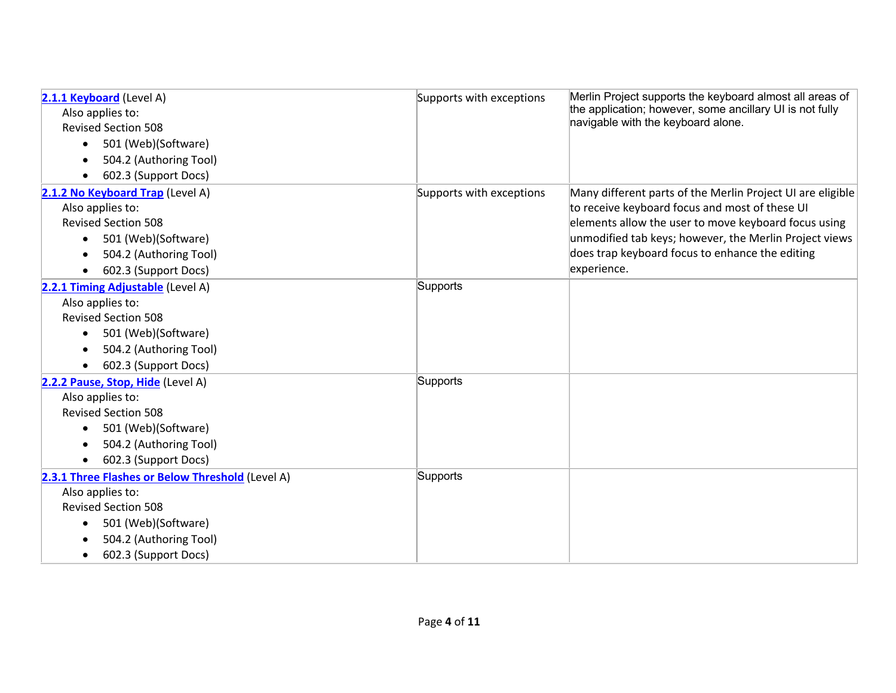| | | |
|---|---|---|
| **2.1.1 Keyboard** (Level A)<br>Also applies to:<br>Revised Section 508<br>• 501 (Web)(Software)<br>• 504.2 (Authoring Tool)<br>• 602.3 (Support Docs) | Supports with exceptions | Merlin Project supports the keyboard almost all areas of the application; however, some ancillary UI is not fully navigable with the keyboard alone. |
| **2.1.2 No Keyboard Trap** (Level A)<br>Also applies to:<br>Revised Section 508<br>• 501 (Web)(Software)<br>• 504.2 (Authoring Tool)<br>• 602.3 (Support Docs) | Supports with exceptions | Many different parts of the Merlin Project UI are eligible to receive keyboard focus and most of these UI elements allow the user to move keyboard focus using unmodified tab keys; however, the Merlin Project views does trap keyboard focus to enhance the editing experience. |
| **2.2.1 Timing Adjustable** (Level A)<br>Also applies to:<br>Revised Section 508<br>• 501 (Web)(Software)<br>• 504.2 (Authoring Tool)<br>• 602.3 (Support Docs) | Supports | |
| **2.2.2 Pause, Stop, Hide** (Level A)<br>Also applies to:<br>Revised Section 508<br>• 501 (Web)(Software)<br>• 504.2 (Authoring Tool)<br>• 602.3 (Support Docs) | Supports | |
| **2.3.1 Three Flashes or Below Threshold** (Level A)<br>Also applies to:<br>Revised Section 508<br>• 501 (Web)(Software)<br>• 504.2 (Authoring Tool)<br>• 602.3 (Support Docs) | Supports | |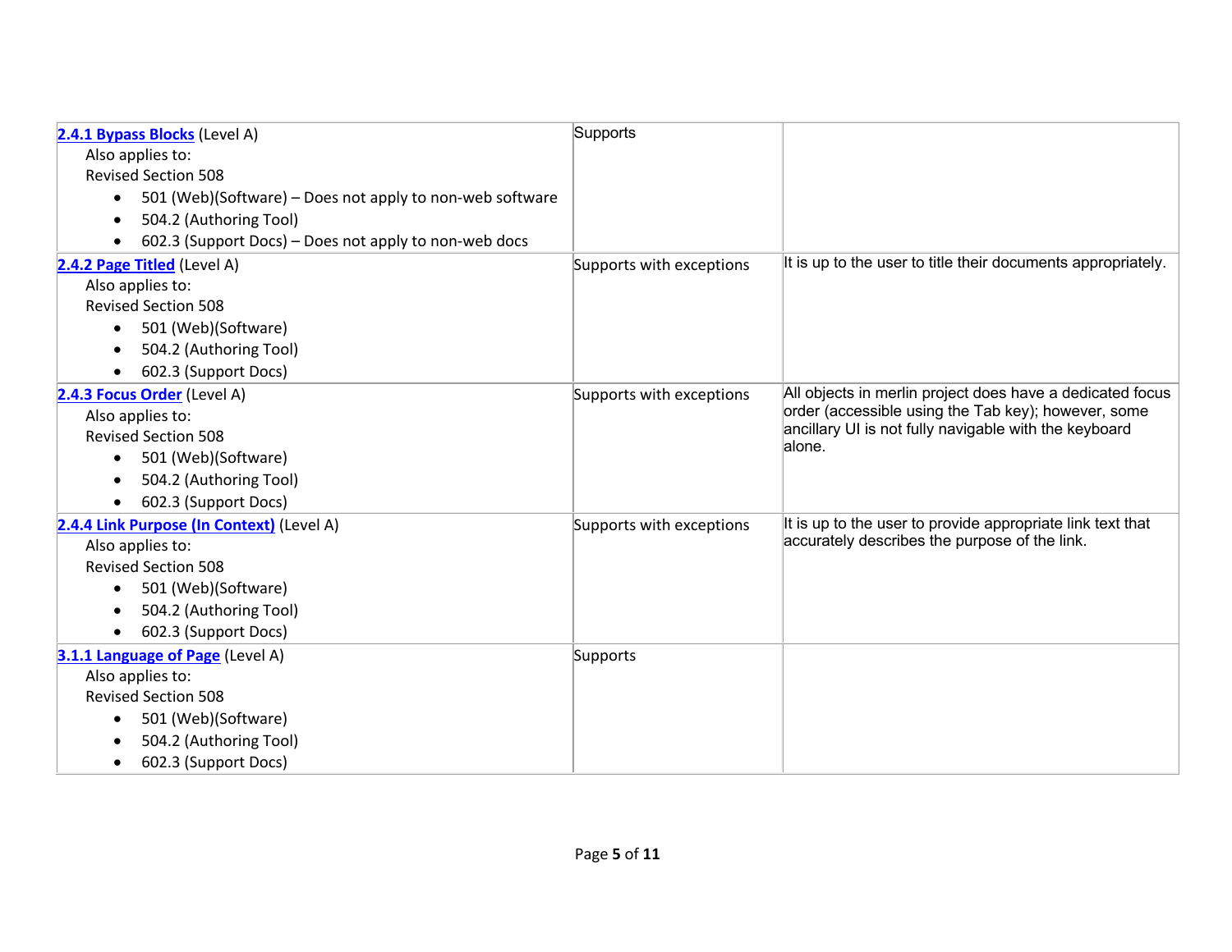| | | |
|---|---|---|
| **2.4.1 Bypass Blocks** (Level A)<br>Also applies to:<br>Revised Section 508<br>• 501 (Web)(Software) – Does not apply to non-web software<br>• 504.2 (Authoring Tool)<br>• 602.3 (Support Docs) – Does not apply to non-web docs | Supports | |
| **2.4.2 Page Titled** (Level A)<br>Also applies to:<br>Revised Section 508<br>• 501 (Web)(Software)<br>• 504.2 (Authoring Tool)<br>• 602.3 (Support Docs) | Supports with exceptions | It is up to the user to title their documents appropriately. |
| **2.4.3 Focus Order** (Level A)<br>Also applies to:<br>Revised Section 508<br>• 501 (Web)(Software)<br>• 504.2 (Authoring Tool)<br>• 602.3 (Support Docs) | Supports with exceptions | All objects in merlin project does have a dedicated focus order (accessible using the Tab key); however, some ancillary UI is not fully navigable with the keyboard alone. |
| **2.4.4 Link Purpose (In Context)** (Level A)<br>Also applies to:<br>Revised Section 508<br>• 501 (Web)(Software)<br>• 504.2 (Authoring Tool)<br>• 602.3 (Support Docs) | Supports with exceptions | It is up to the user to provide appropriate link text that accurately describes the purpose of the link. |
| **3.1.1 Language of Page** (Level A)<br>Also applies to:<br>Revised Section 508<br>• 501 (Web)(Software)<br>• 504.2 (Authoring Tool)<br>• 602.3 (Support Docs) | Supports | |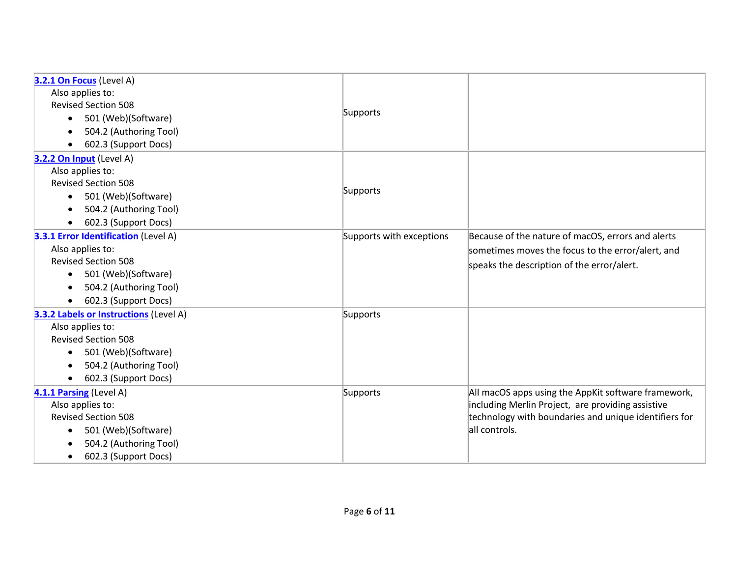| | | |
|---|---|---|
| **3.2.1 On Focus** (Level A)<br>Also applies to:<br>Revised Section 508<br>• 501 (Web)(Software)<br>• 504.2 (Authoring Tool)<br>• 602.3 (Support Docs) | Supports | |
| **3.2.2 On Input** (Level A)<br>Also applies to:<br>Revised Section 508<br>• 501 (Web)(Software)<br>• 504.2 (Authoring Tool)<br>• 602.3 (Support Docs) | Supports | |
| **3.3.1 Error Identification** (Level A)<br>Also applies to:<br>Revised Section 508<br>• 501 (Web)(Software)<br>• 504.2 (Authoring Tool)<br>• 602.3 (Support Docs) | Supports with exceptions | Because of the nature of macOS, errors and alerts sometimes moves the focus to the error/alert, and speaks the description of the error/alert. |
| **3.3.2 Labels or Instructions** (Level A)<br>Also applies to:<br>Revised Section 508<br>• 501 (Web)(Software)<br>• 504.2 (Authoring Tool)<br>• 602.3 (Support Docs) | Supports | |
| **4.1.1 Parsing** (Level A)<br>Also applies to:<br>Revised Section 508<br>• 501 (Web)(Software)<br>• 504.2 (Authoring Tool)<br>• 602.3 (Support Docs) | Supports | All macOS apps using the AppKit software framework, including Merlin Project, are providing assistive technology with boundaries and unique identifiers for all controls. |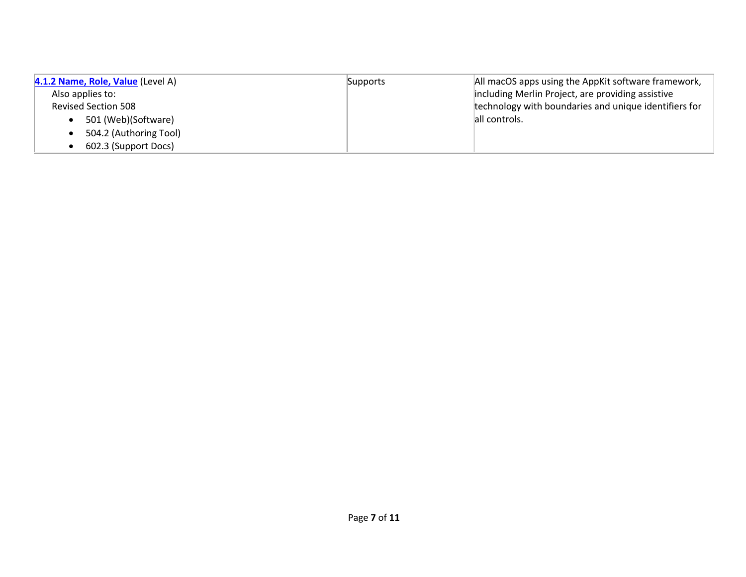| | | |
|---|---|---|
| **[4.1.2 Name, Role, Value](#)** (Level A)<br>Also applies to:<br>Revised Section 508<br>• 501 (Web)(Software)<br>• 504.2 (Authoring Tool)<br>• 602.3 (Support Docs) | Supports | All macOS apps using the AppKit software framework, including Merlin Project, are providing assistive technology with boundaries and unique identifiers for all controls. |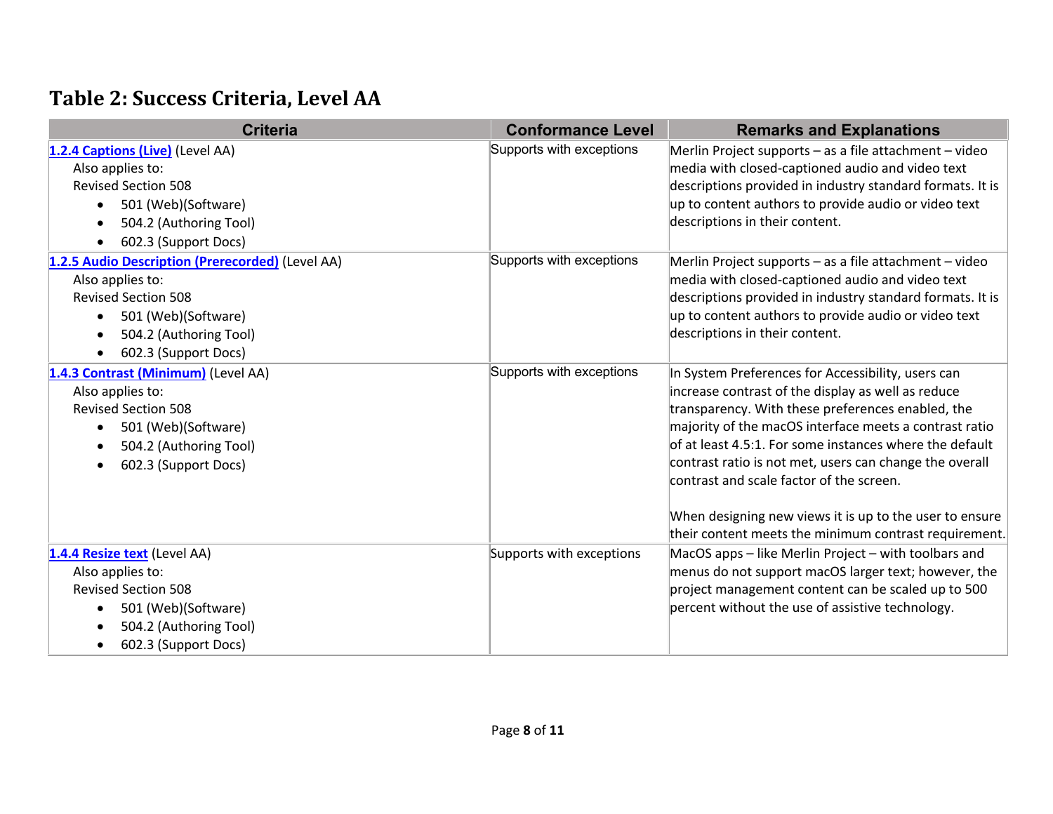## Table 2: Success Criteria, Level AA

| Criteria | Conformance Level | Remarks and Explanations |
|---|---|---|
| **1.2.4 Captions (Live)** (Level AA)<br>Also applies to:<br>Revised Section 508<br>• 501 (Web)(Software)<br>• 504.2 (Authoring Tool)<br>• 602.3 (Support Docs) | Supports with exceptions | Merlin Project supports – as a file attachment – video media with closed-captioned audio and video text descriptions provided in industry standard formats. It is up to content authors to provide audio or video text descriptions in their content. |
| **1.2.5 Audio Description (Prerecorded)** (Level AA)<br>Also applies to:<br>Revised Section 508<br>• 501 (Web)(Software)<br>• 504.2 (Authoring Tool)<br>• 602.3 (Support Docs) | Supports with exceptions | Merlin Project supports – as a file attachment – video media with closed-captioned audio and video text descriptions provided in industry standard formats. It is up to content authors to provide audio or video text descriptions in their content. |
| **1.4.3 Contrast (Minimum)** (Level AA)<br>Also applies to:<br>Revised Section 508<br>• 501 (Web)(Software)<br>• 504.2 (Authoring Tool)<br>• 602.3 (Support Docs) | Supports with exceptions | In System Preferences for Accessibility, users can increase contrast of the display as well as reduce transparency. With these preferences enabled, the majority of the macOS interface meets a contrast ratio of at least 4.5:1. For some instances where the default contrast ratio is not met, users can change the overall contrast and scale factor of the screen.<br><br>When designing new views it is up to the user to ensure their content meets the minimum contrast requirement. |
| **1.4.4 Resize text** (Level AA)<br>Also applies to:<br>Revised Section 508<br>• 501 (Web)(Software)<br>• 504.2 (Authoring Tool)<br>• 602.3 (Support Docs) | Supports with exceptions | MacOS apps – like Merlin Project – with toolbars and menus do not support macOS larger text; however, the project management content can be scaled up to 500 percent without the use of assistive technology. |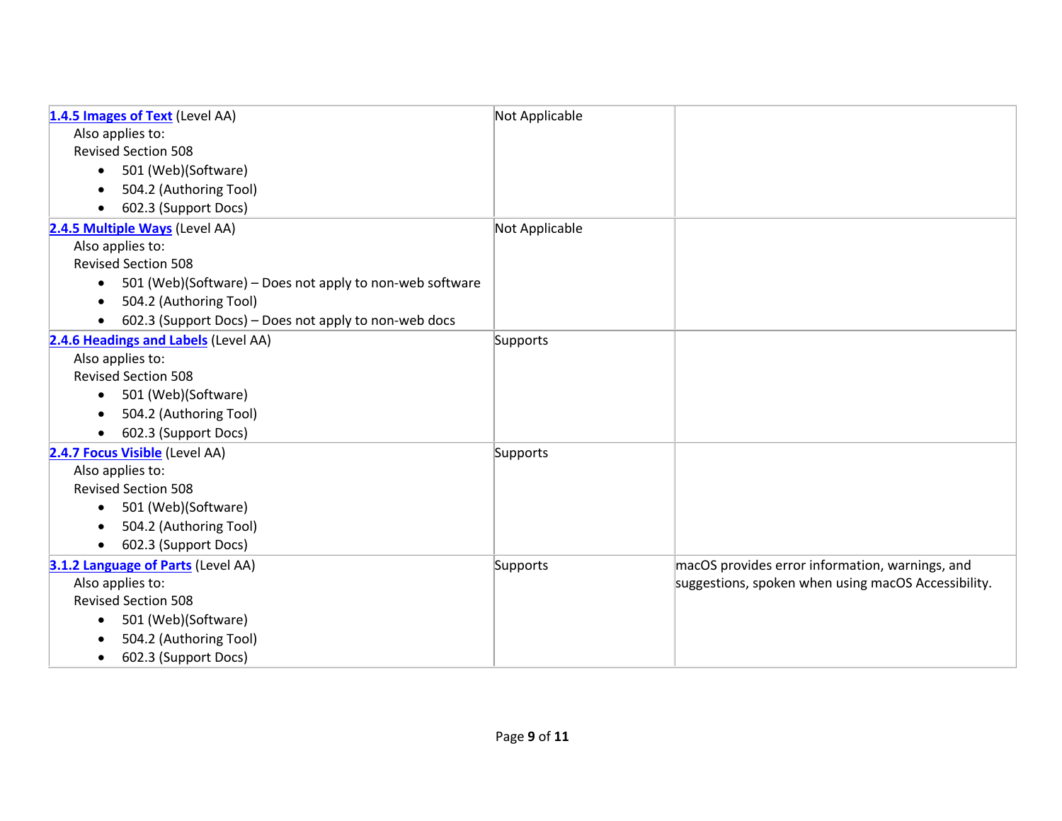| Criteria | Conformance Level | Remarks and Explanations |
|---|---|---|
| **1.4.5 Images of Text** (Level AA)<br>Also applies to:<br>Revised Section 508<br>• 501 (Web)(Software)<br>• 504.2 (Authoring Tool)<br>• 602.3 (Support Docs) | Not Applicable | |
| **2.4.5 Multiple Ways** (Level AA)<br>Also applies to:<br>Revised Section 508<br>• 501 (Web)(Software) – Does not apply to non-web software<br>• 504.2 (Authoring Tool)<br>• 602.3 (Support Docs) – Does not apply to non-web docs | Not Applicable | |
| **2.4.6 Headings and Labels** (Level AA)<br>Also applies to:<br>Revised Section 508<br>• 501 (Web)(Software)<br>• 504.2 (Authoring Tool)<br>• 602.3 (Support Docs) | Supports | |
| **2.4.7 Focus Visible** (Level AA)<br>Also applies to:<br>Revised Section 508<br>• 501 (Web)(Software)<br>• 504.2 (Authoring Tool)<br>• 602.3 (Support Docs) | Supports | |
| **3.1.2 Language of Parts** (Level AA)<br>Also applies to:<br>Revised Section 508<br>• 501 (Web)(Software)<br>• 504.2 (Authoring Tool)<br>• 602.3 (Support Docs) | Supports | macOS provides error information, warnings, and suggestions, spoken when using macOS Accessibility. |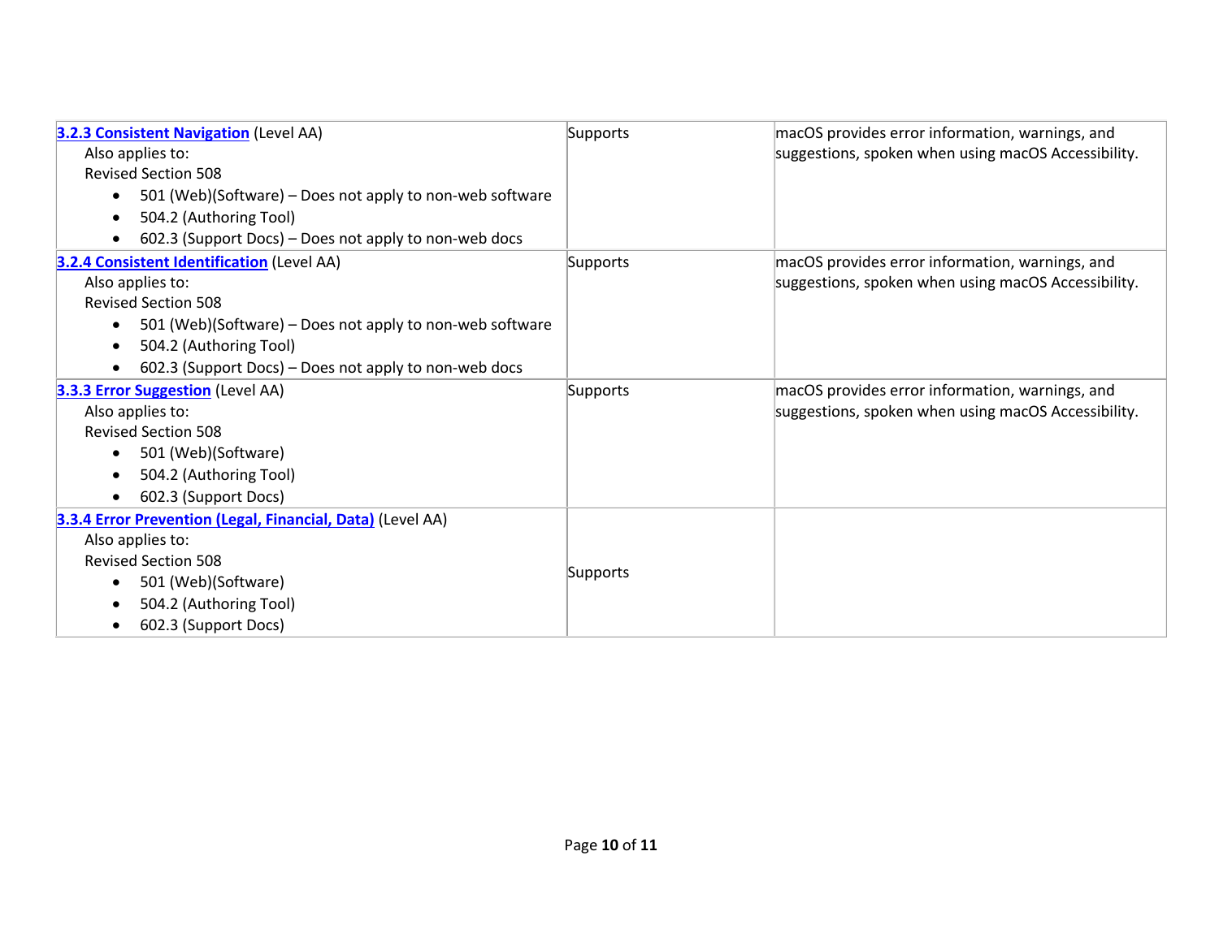| | | |
|---|---|---|
| **[3.2.3 Consistent Navigation]** (Level AA)<br>Also applies to:<br>Revised Section 508<br>• 501 (Web)(Software) – Does not apply to non-web software<br>• 504.2 (Authoring Tool)<br>• 602.3 (Support Docs) – Does not apply to non-web docs | Supports | macOS provides error information, warnings, and suggestions, spoken when using macOS Accessibility. |
| **[3.2.4 Consistent Identification]** (Level AA)<br>Also applies to:<br>Revised Section 508<br>• 501 (Web)(Software) – Does not apply to non-web software<br>• 504.2 (Authoring Tool)<br>• 602.3 (Support Docs) – Does not apply to non-web docs | Supports | macOS provides error information, warnings, and suggestions, spoken when using macOS Accessibility. |
| **[3.3.3 Error Suggestion]** (Level AA)<br>Also applies to:<br>Revised Section 508<br>• 501 (Web)(Software)<br>• 504.2 (Authoring Tool)<br>• 602.3 (Support Docs) | Supports | macOS provides error information, warnings, and suggestions, spoken when using macOS Accessibility. |
| **[3.3.4 Error Prevention (Legal, Financial, Data)]** (Level AA)<br>Also applies to:<br>Revised Section 508<br>• 501 (Web)(Software)<br>• 504.2 (Authoring Tool)<br>• 602.3 (Support Docs) | Supports | |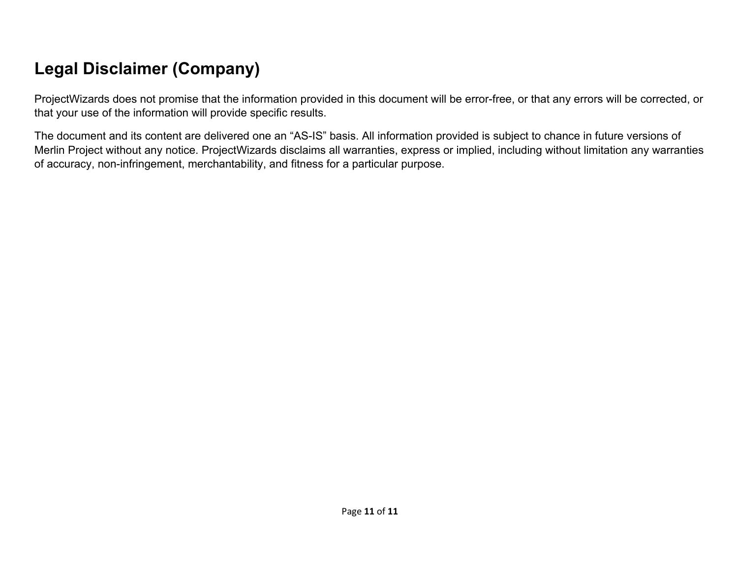## Legal Disclaimer (Company)

ProjectWizards does not promise that the information provided in this document will be error-free, or that any errors will be corrected, or that your use of the information will provide specific results.

The document and its content are delivered one an “AS-IS” basis. All information provided is subject to chance in future versions of Merlin Project without any notice. ProjectWizards disclaims all warranties, express or implied, including without limitation any warranties of accuracy, non-infringement, merchantability, and fitness for a particular purpose.